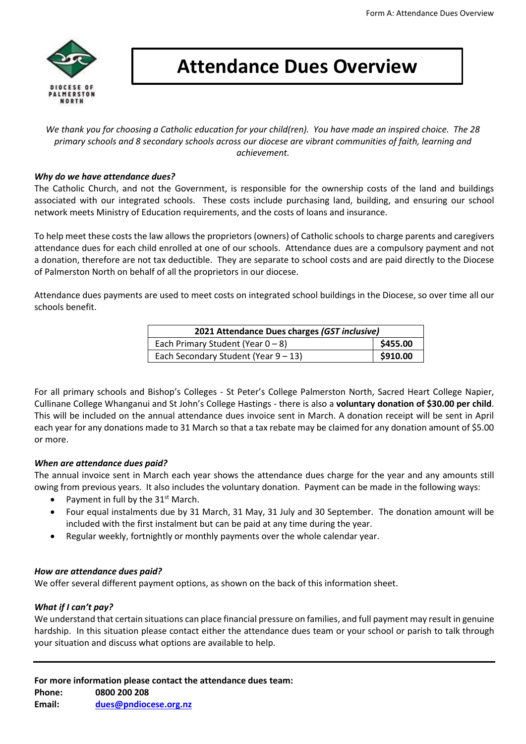DIOCESE OF PALMERSTON NORTH

# Attendance Dues Overview

*We thank you for choosing a Catholic education for your child(ren). You have made an inspired choice. The 28 primary schools and 8 secondary schools across our diocese are vibrant communities of faith, learning and achievement.*

### *Why do we have attendance dues?*

The Catholic Church, and not the Government, is responsible for the ownership costs of the land and buildings associated with our integrated schools. These costs include purchasing land, building, and ensuring our school network meets Ministry of Education requirements, and the costs of loans and insurance.

To help meet these costs the law allows the proprietors (owners) of Catholic schools to charge parents and caregivers attendance dues for each child enrolled at one of our schools. Attendance dues are a compulsory payment and not a donation, therefore are not tax deductible. They are separate to school costs and are paid directly to the Diocese of Palmerston North on behalf of all the proprietors in our diocese.

Attendance dues payments are used to meet costs on integrated school buildings in the Diocese, so over time all our schools benefit.

| **2021 Attendance Dues charges *(GST inclusive)*** | |
|---|---|
| Each Primary Student (Year 0 – 8) | **$455.00** |
| Each Secondary Student (Year 9 – 13) | **$910.00** |

For all primary schools and Bishop's Colleges - St Peter's College Palmerston North, Sacred Heart College Napier, Cullinane College Whanganui and St John's College Hastings - there is also a **voluntary donation of $30.00 per child**. This will be included on the annual attendance dues invoice sent in March. A donation receipt will be sent in April each year for any donations made to 31 March so that a tax rebate may be claimed for any donation amount of $5.00 or more.

### *When are attendance dues paid?*

The annual invoice sent in March each year shows the attendance dues charge for the year and any amounts still owing from previous years. It also includes the voluntary donation. Payment can be made in the following ways:

- Payment in full by the 31st March.
- Four equal instalments due by 31 March, 31 May, 31 July and 30 September. The donation amount will be included with the first instalment but can be paid at any time during the year.
- Regular weekly, fortnightly or monthly payments over the whole calendar year.

### *How are attendance dues paid?*

We offer several different payment options, as shown on the back of this information sheet.

### *What if I can't pay?*

We understand that certain situations can place financial pressure on families, and full payment may result in genuine hardship. In this situation please contact either the attendance dues team or your school or parish to talk through your situation and discuss what options are available to help.

---

**For more information please contact the attendance dues team:**

**Phone:** **0800 200 208**
**Email:** **dues@pndiocese.org.nz**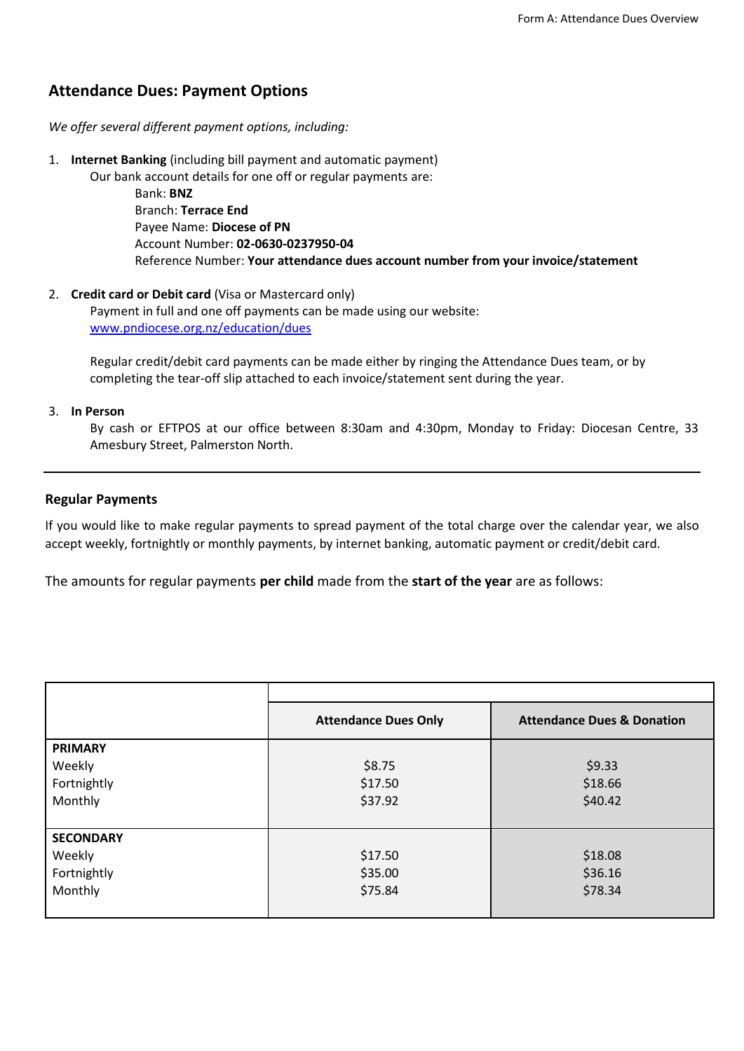## Attendance Dues: Payment Options

*We offer several different payment options, including:*

1. **Internet Banking** (including bill payment and automatic payment)
   Our bank account details for one off or regular payments are:
   Bank: **BNZ**
   Branch: **Terrace End**
   Payee Name: **Diocese of PN**
   Account Number: **02-0630-0237950-04**
   Reference Number: **Your attendance dues account number from your invoice/statement**

2. **Credit card or Debit card** (Visa or Mastercard only)
   Payment in full and one off payments can be made using our website:
   www.pndiocese.org.nz/education/dues

   Regular credit/debit card payments can be made either by ringing the Attendance Dues team, or by completing the tear-off slip attached to each invoice/statement sent during the year.

3. **In Person**
   By cash or EFTPOS at our office between 8:30am and 4:30pm, Monday to Friday: Diocesan Centre, 33 Amesbury Street, Palmerston North.

---

### Regular Payments

If you would like to make regular payments to spread payment of the total charge over the calendar year, we also accept weekly, fortnightly or monthly payments, by internet banking, automatic payment or credit/debit card.

The amounts for regular payments **per child** made from the **start of the year** are as follows:

| | Attendance Dues Only | Attendance Dues & Donation |
|---|---|---|
| **PRIMARY** | | |
| Weekly | $8.75 | $9.33 |
| Fortnightly | $17.50 | $18.66 |
| Monthly | $37.92 | $40.42 |
| **SECONDARY** | | |
| Weekly | $17.50 | $18.08 |
| Fortnightly | $35.00 | $36.16 |
| Monthly | $75.84 | $78.34 |